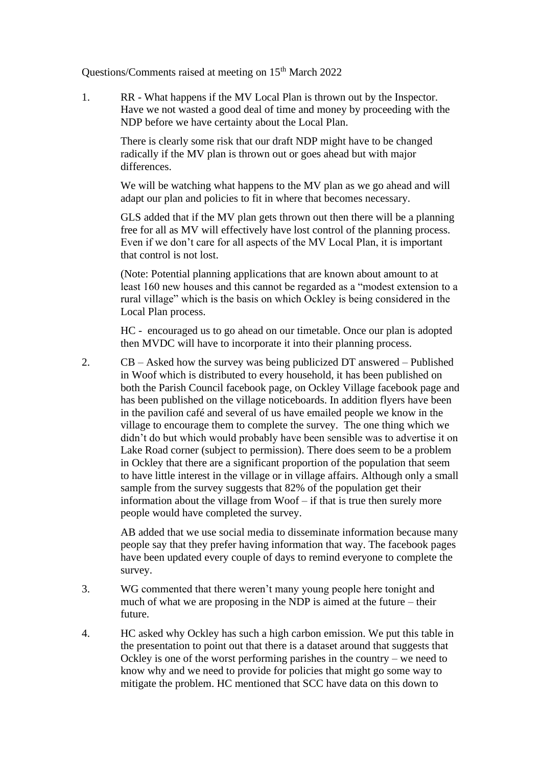Questions/Comments raised at meeting on 15th March 2022

1. RR - What happens if the MV Local Plan is thrown out by the Inspector. Have we not wasted a good deal of time and money by proceeding with the NDP before we have certainty about the Local Plan.

   There is clearly some risk that our draft NDP might have to be changed radically if the MV plan is thrown out or goes ahead but with major differences.

   We will be watching what happens to the MV plan as we go ahead and will adapt our plan and policies to fit in where that becomes necessary.

   GLS added that if the MV plan gets thrown out then there will be a planning free for all as MV will effectively have lost control of the planning process. Even if we don't care for all aspects of the MV Local Plan, it is important that control is not lost.

   (Note: Potential planning applications that are known about amount to at least 160 new houses and this cannot be regarded as a "modest extension to a rural village" which is the basis on which Ockley is being considered in the Local Plan process.

   HC - encouraged us to go ahead on our timetable. Once our plan is adopted then MVDC will have to incorporate it into their planning process.

2. CB – Asked how the survey was being publicized DT answered – Published in Woof which is distributed to every household, it has been published on both the Parish Council facebook page, on Ockley Village facebook page and has been published on the village noticeboards. In addition flyers have been in the pavilion café and several of us have emailed people we know in the village to encourage them to complete the survey. The one thing which we didn't do but which would probably have been sensible was to advertise it on Lake Road corner (subject to permission). There does seem to be a problem in Ockley that there are a significant proportion of the population that seem to have little interest in the village or in village affairs. Although only a small sample from the survey suggests that 82% of the population get their information about the village from Woof – if that is true then surely more people would have completed the survey.

   AB added that we use social media to disseminate information because many people say that they prefer having information that way. The facebook pages have been updated every couple of days to remind everyone to complete the survey.

3. WG commented that there weren't many young people here tonight and much of what we are proposing in the NDP is aimed at the future – their future.

4. HC asked why Ockley has such a high carbon emission. We put this table in the presentation to point out that there is a dataset around that suggests that Ockley is one of the worst performing parishes in the country – we need to know why and we need to provide for policies that might go some way to mitigate the problem. HC mentioned that SCC have data on this down to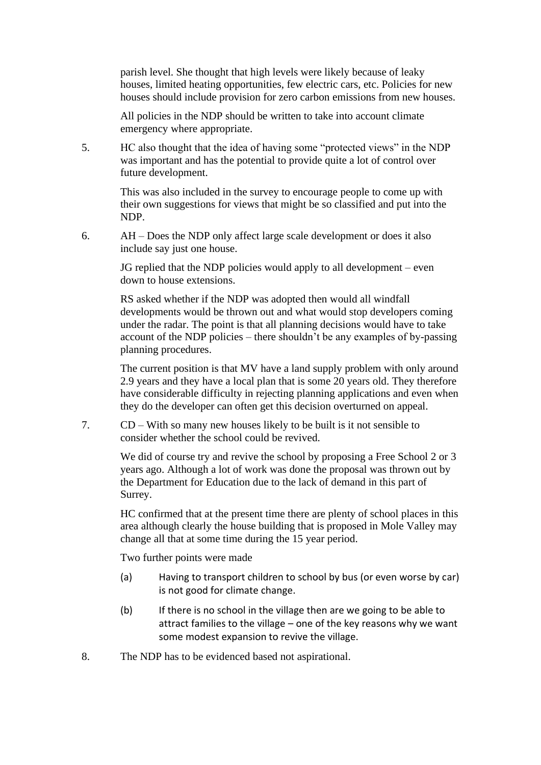parish level. She thought that high levels were likely because of leaky houses, limited heating opportunities, few electric cars, etc. Policies for new houses should include provision for zero carbon emissions from new houses.

All policies in the NDP should be written to take into account climate emergency where appropriate.

5. HC also thought that the idea of having some "protected views" in the NDP was important and has the potential to provide quite a lot of control over future development.

   This was also included in the survey to encourage people to come up with their own suggestions for views that might be so classified and put into the NDP.

6. AH – Does the NDP only affect large scale development or does it also include say just one house.

   JG replied that the NDP policies would apply to all development – even down to house extensions.

   RS asked whether if the NDP was adopted then would all windfall developments would be thrown out and what would stop developers coming under the radar. The point is that all planning decisions would have to take account of the NDP policies – there shouldn't be any examples of by-passing planning procedures.

   The current position is that MV have a land supply problem with only around 2.9 years and they have a local plan that is some 20 years old. They therefore have considerable difficulty in rejecting planning applications and even when they do the developer can often get this decision overturned on appeal.

7. CD – With so many new houses likely to be built is it not sensible to consider whether the school could be revived.

   We did of course try and revive the school by proposing a Free School 2 or 3 years ago. Although a lot of work was done the proposal was thrown out by the Department for Education due to the lack of demand in this part of Surrey.

   HC confirmed that at the present time there are plenty of school places in this area although clearly the house building that is proposed in Mole Valley may change all that at some time during the 15 year period.

   Two further points were made

   (a) Having to transport children to school by bus (or even worse by car) is not good for climate change.

   (b) If there is no school in the village then are we going to be able to attract families to the village – one of the key reasons why we want some modest expansion to revive the village.

8. The NDP has to be evidenced based not aspirational.